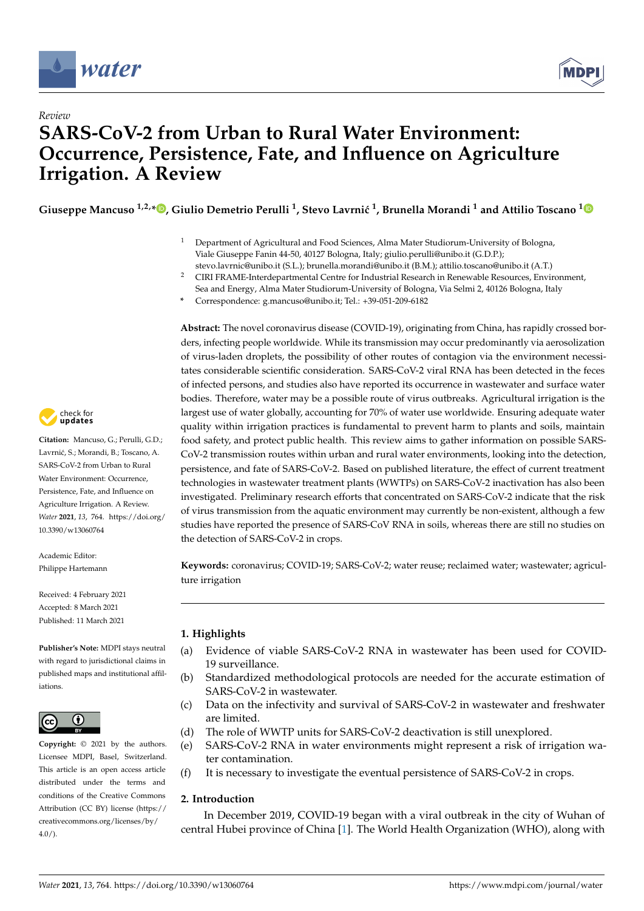*Review*

# SARS-CoV-2 from Urban to Rural Water Environment: Occurrence, Persistence, Fate, and Influence on Agriculture Irrigation. A Review

**Giuseppe Mancuso [1,2,*], Giulio Demetrio Perulli [1], Stevo Lavrnić [1], Brunella Morandi [1] and Attilio Toscano [1]**

[1] Department of Agricultural and Food Sciences, Alma Mater Studiorum-University of Bologna, Viale Giuseppe Fanin 44-50, 40127 Bologna, Italy; giulio.perulli@unibo.it (G.D.P.); stevo.lavrnic@unibo.it (S.L.); brunella.morandi@unibo.it (B.M.); attilio.toscano@unibo.it (A.T.)

[2] CIRI FRAME-Interdepartmental Centre for Industrial Research in Renewable Resources, Environment, Sea and Energy, Alma Mater Studiorum-University of Bologna, Via Selmi 2, 40126 Bologna, Italy

* Correspondence: g.mancuso@unibo.it; Tel.: +39-051-209-6182

**Citation:** Mancuso, G.; Perulli, G.D.; Lavrnić, S.; Morandi, B.; Toscano, A. SARS-CoV-2 from Urban to Rural Water Environment: Occurrence, Persistence, Fate, and Influence on Agriculture Irrigation. A Review. *Water* **2021**, *13*, 764. https://doi.org/10.3390/w13060764

Academic Editor: Philippe Hartemann

Received: 4 February 2021
Accepted: 8 March 2021
Published: 11 March 2021

**Publisher's Note:** MDPI stays neutral with regard to jurisdictional claims in published maps and institutional affiliations.

**Copyright:** © 2021 by the authors. Licensee MDPI, Basel, Switzerland. This article is an open access article distributed under the terms and conditions of the Creative Commons Attribution (CC BY) license (https://creativecommons.org/licenses/by/4.0/).

**Abstract:** The novel coronavirus disease (COVID-19), originating from China, has rapidly crossed borders, infecting people worldwide. While its transmission may occur predominantly via aerosolization of virus-laden droplets, the possibility of other routes of contagion via the environment necessitates considerable scientific consideration. SARS-CoV-2 viral RNA has been detected in the feces of infected persons, and studies also have reported its occurrence in wastewater and surface water bodies. Therefore, water may be a possible route of virus outbreaks. Agricultural irrigation is the largest use of water globally, accounting for 70% of water use worldwide. Ensuring adequate water quality within irrigation practices is fundamental to prevent harm to plants and soils, maintain food safety, and protect public health. This review aims to gather information on possible SARS-CoV-2 transmission routes within urban and rural water environments, looking into the detection, persistence, and fate of SARS-CoV-2. Based on published literature, the effect of current treatment technologies in wastewater treatment plants (WWTPs) on SARS-CoV-2 inactivation has also been investigated. Preliminary research efforts that concentrated on SARS-CoV-2 indicate that the risk of virus transmission from the aquatic environment may currently be non-existent, although a few studies have reported the presence of SARS-CoV RNA in soils, whereas there are still no studies on the detection of SARS-CoV-2 in crops.

**Keywords:** coronavirus; COVID-19; SARS-CoV-2; water reuse; reclaimed water; wastewater; agriculture irrigation

## 1. Highlights

(a) Evidence of viable SARS-CoV-2 RNA in wastewater has been used for COVID-19 surveillance.
(b) Standardized methodological protocols are needed for the accurate estimation of SARS-CoV-2 in wastewater.
(c) Data on the infectivity and survival of SARS-CoV-2 in wastewater and freshwater are limited.
(d) The role of WWTP units for SARS-CoV-2 deactivation is still unexplored.
(e) SARS-CoV-2 RNA in water environments might represent a risk of irrigation water contamination.
(f) It is necessary to investigate the eventual persistence of SARS-CoV-2 in crops.

## 2. Introduction

In December 2019, COVID-19 began with a viral outbreak in the city of Wuhan of central Hubei province of China [1]. The World Health Organization (WHO), along with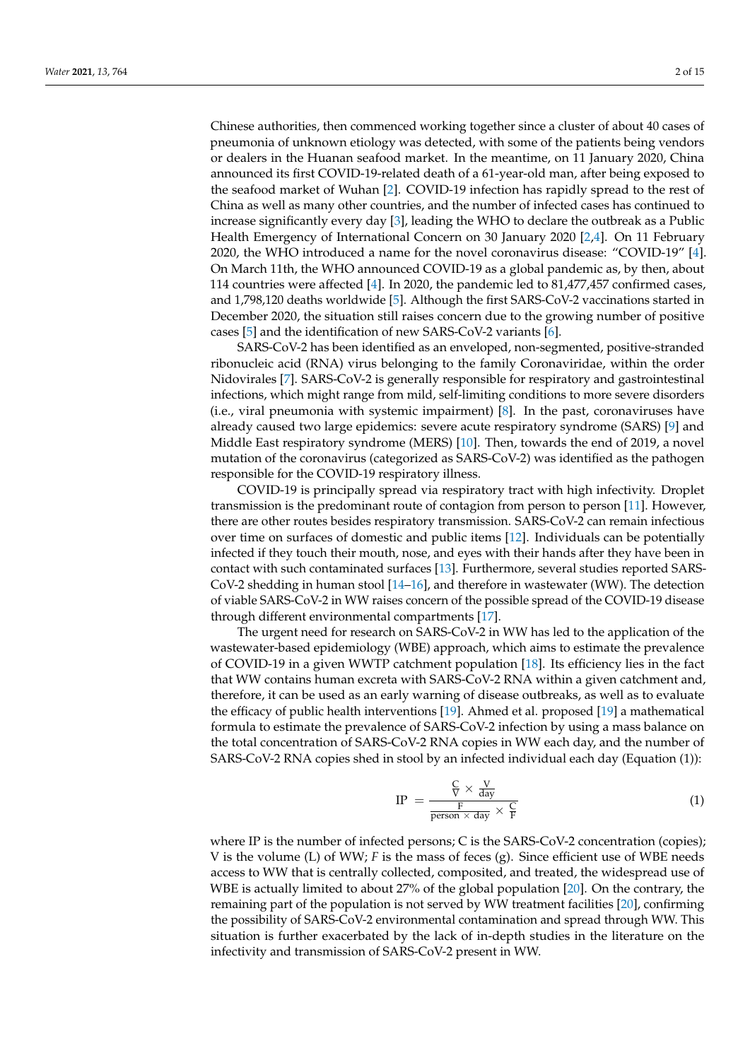Chinese authorities, then commenced working together since a cluster of about 40 cases of pneumonia of unknown etiology was detected, with some of the patients being vendors or dealers in the Huanan seafood market. In the meantime, on 11 January 2020, China announced its first COVID-19-related death of a 61-year-old man, after being exposed to the seafood market of Wuhan [2]. COVID-19 infection has rapidly spread to the rest of China as well as many other countries, and the number of infected cases has continued to increase significantly every day [3], leading the WHO to declare the outbreak as a Public Health Emergency of International Concern on 30 January 2020 [2,4]. On 11 February 2020, the WHO introduced a name for the novel coronavirus disease: "COVID-19" [4]. On March 11th, the WHO announced COVID-19 as a global pandemic as, by then, about 114 countries were affected [4]. In 2020, the pandemic led to 81,477,457 confirmed cases, and 1,798,120 deaths worldwide [5]. Although the first SARS-CoV-2 vaccinations started in December 2020, the situation still raises concern due to the growing number of positive cases [5] and the identification of new SARS-CoV-2 variants [6].

SARS-CoV-2 has been identified as an enveloped, non-segmented, positive-stranded ribonucleic acid (RNA) virus belonging to the family Coronaviridae, within the order Nidovirales [7]. SARS-CoV-2 is generally responsible for respiratory and gastrointestinal infections, which might range from mild, self-limiting conditions to more severe disorders (i.e., viral pneumonia with systemic impairment) [8]. In the past, coronaviruses have already caused two large epidemics: severe acute respiratory syndrome (SARS) [9] and Middle East respiratory syndrome (MERS) [10]. Then, towards the end of 2019, a novel mutation of the coronavirus (categorized as SARS-CoV-2) was identified as the pathogen responsible for the COVID-19 respiratory illness.

COVID-19 is principally spread via respiratory tract with high infectivity. Droplet transmission is the predominant route of contagion from person to person [11]. However, there are other routes besides respiratory transmission. SARS-CoV-2 can remain infectious over time on surfaces of domestic and public items [12]. Individuals can be potentially infected if they touch their mouth, nose, and eyes with their hands after they have been in contact with such contaminated surfaces [13]. Furthermore, several studies reported SARS-CoV-2 shedding in human stool [14–16], and therefore in wastewater (WW). The detection of viable SARS-CoV-2 in WW raises concern of the possible spread of the COVID-19 disease through different environmental compartments [17].

The urgent need for research on SARS-CoV-2 in WW has led to the application of the wastewater-based epidemiology (WBE) approach, which aims to estimate the prevalence of COVID-19 in a given WWTP catchment population [18]. Its efficiency lies in the fact that WW contains human excreta with SARS-CoV-2 RNA within a given catchment and, therefore, it can be used as an early warning of disease outbreaks, as well as to evaluate the efficacy of public health interventions [19]. Ahmed et al. proposed [19] a mathematical formula to estimate the prevalence of SARS-CoV-2 infection by using a mass balance on the total concentration of SARS-CoV-2 RNA copies in WW each day, and the number of SARS-CoV-2 RNA copies shed in stool by an infected individual each day (Equation (1)):

$$\mathrm{IP} = \frac{\frac{\mathrm{C}}{\mathrm{V}} \times \frac{\mathrm{V}}{\mathrm{day}}}{\frac{\mathrm{F}}{\mathrm{person} \times \mathrm{day}} \times \frac{\mathrm{C}}{\mathrm{F}}} \tag{1}$$

where IP is the number of infected persons; C is the SARS-CoV-2 concentration (copies); V is the volume (L) of WW; *F* is the mass of feces (g). Since efficient use of WBE needs access to WW that is centrally collected, composited, and treated, the widespread use of WBE is actually limited to about 27% of the global population [20]. On the contrary, the remaining part of the population is not served by WW treatment facilities [20], confirming the possibility of SARS-CoV-2 environmental contamination and spread through WW. This situation is further exacerbated by the lack of in-depth studies in the literature on the infectivity and transmission of SARS-CoV-2 present in WW.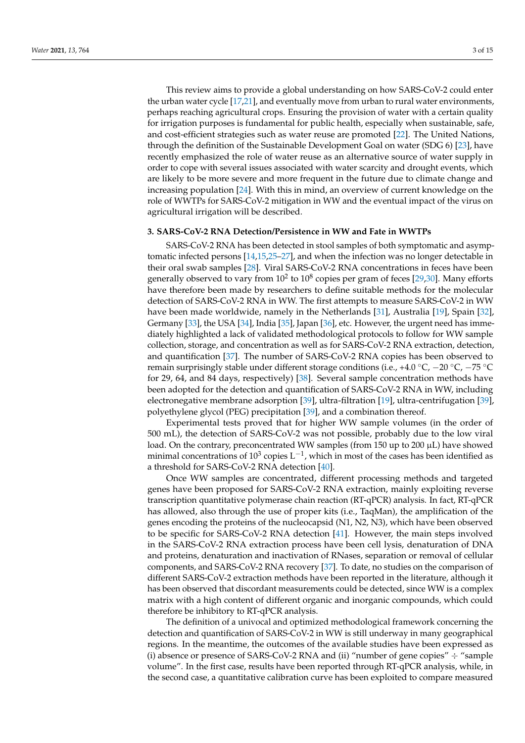This review aims to provide a global understanding on how SARS-CoV-2 could enter the urban water cycle [17,21], and eventually move from urban to rural water environments, perhaps reaching agricultural crops. Ensuring the provision of water with a certain quality for irrigation purposes is fundamental for public health, especially when sustainable, safe, and cost-efficient strategies such as water reuse are promoted [22]. The United Nations, through the definition of the Sustainable Development Goal on water (SDG 6) [23], have recently emphasized the role of water reuse as an alternative source of water supply in order to cope with several issues associated with water scarcity and drought events, which are likely to be more severe and more frequent in the future due to climate change and increasing population [24]. With this in mind, an overview of current knowledge on the role of WWTPs for SARS-CoV-2 mitigation in WW and the eventual impact of the virus on agricultural irrigation will be described.

## 3. SARS-CoV-2 RNA Detection/Persistence in WW and Fate in WWTPs

SARS-CoV-2 RNA has been detected in stool samples of both symptomatic and asymptomatic infected persons [14,15,25–27], and when the infection was no longer detectable in their oral swab samples [28]. Viral SARS-CoV-2 RNA concentrations in feces have been generally observed to vary from $10^2$ to $10^8$ copies per gram of feces [29,30]. Many efforts have therefore been made by researchers to define suitable methods for the molecular detection of SARS-CoV-2 RNA in WW. The first attempts to measure SARS-CoV-2 in WW have been made worldwide, namely in the Netherlands [31], Australia [19], Spain [32], Germany [33], the USA [34], India [35], Japan [36], etc. However, the urgent need has immediately highlighted a lack of validated methodological protocols to follow for WW sample collection, storage, and concentration as well as for SARS-CoV-2 RNA extraction, detection, and quantification [37]. The number of SARS-CoV-2 RNA copies has been observed to remain surprisingly stable under different storage conditions (i.e., +4.0 °C, −20 °C, −75 °C for 29, 64, and 84 days, respectively) [38]. Several sample concentration methods have been adopted for the detection and quantification of SARS-CoV-2 RNA in WW, including electronegative membrane adsorption [39], ultra-filtration [19], ultra-centrifugation [39], polyethylene glycol (PEG) precipitation [39], and a combination thereof.

Experimental tests proved that for higher WW sample volumes (in the order of 500 mL), the detection of SARS-CoV-2 was not possible, probably due to the low viral load. On the contrary, preconcentrated WW samples (from 150 up to 200 μL) have showed minimal concentrations of $10^3$ copies $L^{-1}$, which in most of the cases has been identified as a threshold for SARS-CoV-2 RNA detection [40].

Once WW samples are concentrated, different processing methods and targeted genes have been proposed for SARS-CoV-2 RNA extraction, mainly exploiting reverse transcription quantitative polymerase chain reaction (RT-qPCR) analysis. In fact, RT-qPCR has allowed, also through the use of proper kits (i.e., TaqMan), the amplification of the genes encoding the proteins of the nucleocapsid (N1, N2, N3), which have been observed to be specific for SARS-CoV-2 RNA detection [41]. However, the main steps involved in the SARS-CoV-2 RNA extraction process have been cell lysis, denaturation of DNA and proteins, denaturation and inactivation of RNases, separation or removal of cellular components, and SARS-CoV-2 RNA recovery [37]. To date, no studies on the comparison of different SARS-CoV-2 extraction methods have been reported in the literature, although it has been observed that discordant measurements could be detected, since WW is a complex matrix with a high content of different organic and inorganic compounds, which could therefore be inhibitory to RT-qPCR analysis.

The definition of a univocal and optimized methodological framework concerning the detection and quantification of SARS-CoV-2 in WW is still underway in many geographical regions. In the meantime, the outcomes of the available studies have been expressed as (i) absence or presence of SARS-CoV-2 RNA and (ii) "number of gene copies" ÷ "sample volume". In the first case, results have been reported through RT-qPCR analysis, while, in the second case, a quantitative calibration curve has been exploited to compare measured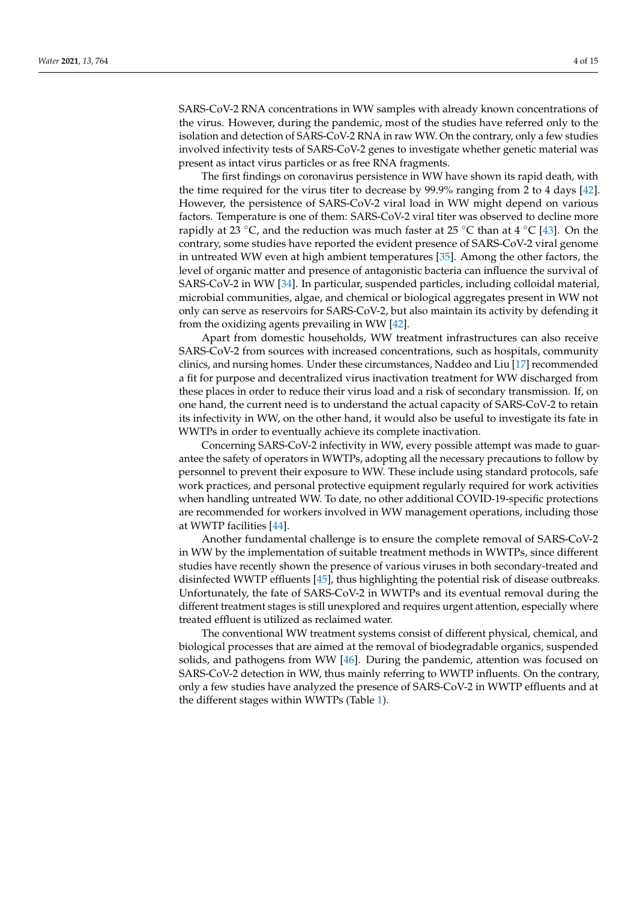SARS-CoV-2 RNA concentrations in WW samples with already known concentrations of the virus. However, during the pandemic, most of the studies have referred only to the isolation and detection of SARS-CoV-2 RNA in raw WW. On the contrary, only a few studies involved infectivity tests of SARS-CoV-2 genes to investigate whether genetic material was present as intact virus particles or as free RNA fragments.

The first findings on coronavirus persistence in WW have shown its rapid death, with the time required for the virus titer to decrease by 99.9% ranging from 2 to 4 days [42]. However, the persistence of SARS-CoV-2 viral load in WW might depend on various factors. Temperature is one of them: SARS-CoV-2 viral titer was observed to decline more rapidly at 23 °C, and the reduction was much faster at 25 °C than at 4 °C [43]. On the contrary, some studies have reported the evident presence of SARS-CoV-2 viral genome in untreated WW even at high ambient temperatures [35]. Among the other factors, the level of organic matter and presence of antagonistic bacteria can influence the survival of SARS-CoV-2 in WW [34]. In particular, suspended particles, including colloidal material, microbial communities, algae, and chemical or biological aggregates present in WW not only can serve as reservoirs for SARS-CoV-2, but also maintain its activity by defending it from the oxidizing agents prevailing in WW [42].

Apart from domestic households, WW treatment infrastructures can also receive SARS-CoV-2 from sources with increased concentrations, such as hospitals, community clinics, and nursing homes. Under these circumstances, Naddeo and Liu [17] recommended a fit for purpose and decentralized virus inactivation treatment for WW discharged from these places in order to reduce their virus load and a risk of secondary transmission. If, on one hand, the current need is to understand the actual capacity of SARS-CoV-2 to retain its infectivity in WW, on the other hand, it would also be useful to investigate its fate in WWTPs in order to eventually achieve its complete inactivation.

Concerning SARS-CoV-2 infectivity in WW, every possible attempt was made to guarantee the safety of operators in WWTPs, adopting all the necessary precautions to follow by personnel to prevent their exposure to WW. These include using standard protocols, safe work practices, and personal protective equipment regularly required for work activities when handling untreated WW. To date, no other additional COVID-19-specific protections are recommended for workers involved in WW management operations, including those at WWTP facilities [44].

Another fundamental challenge is to ensure the complete removal of SARS-CoV-2 in WW by the implementation of suitable treatment methods in WWTPs, since different studies have recently shown the presence of various viruses in both secondary-treated and disinfected WWTP effluents [45], thus highlighting the potential risk of disease outbreaks. Unfortunately, the fate of SARS-CoV-2 in WWTPs and its eventual removal during the different treatment stages is still unexplored and requires urgent attention, especially where treated effluent is utilized as reclaimed water.

The conventional WW treatment systems consist of different physical, chemical, and biological processes that are aimed at the removal of biodegradable organics, suspended solids, and pathogens from WW [46]. During the pandemic, attention was focused on SARS-CoV-2 detection in WW, thus mainly referring to WWTP influents. On the contrary, only a few studies have analyzed the presence of SARS-CoV-2 in WWTP effluents and at the different stages within WWTPs (Table 1).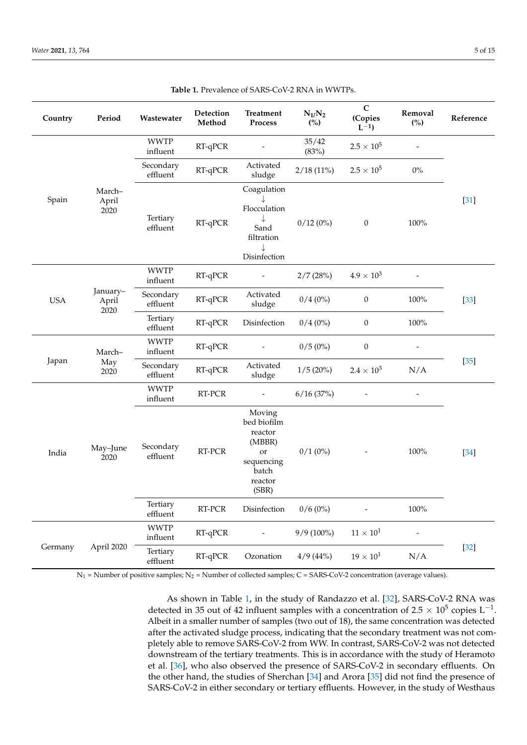Table 1. Prevalence of SARS-CoV-2 RNA in WWTPs.

| Country | Period | Wastewater | Detection Method | Treatment Process | $N_1/N_2$ (%) | C (Copies $L^{-1}$) | Removal (%) | Reference |
|---|---|---|---|---|---|---|---|---|
| Spain | March–April 2020 | WWTP influent | RT-qPCR | - | 35/42 (83%) | $2.5 \times 10^5$ | - | [31] |
| | | Secondary effluent | RT-qPCR | Activated sludge | 2/18 (11%) | $2.5 \times 10^5$ | 0% | |
| | | Tertiary effluent | RT-qPCR | Coagulation ↓ Flocculation ↓ Sand filtration ↓ Disinfection | 0/12 (0%) | 0 | 100% | |
| USA | January–April 2020 | WWTP influent | RT-qPCR | - | 2/7 (28%) | $4.9 \times 10^3$ | - | [33] |
| | | Secondary effluent | RT-qPCR | Activated sludge | 0/4 (0%) | 0 | 100% | |
| | | Tertiary effluent | RT-qPCR | Disinfection | 0/4 (0%) | 0 | 100% | |
| Japan | March–May 2020 | WWTP influent | RT-qPCR | - | 0/5 (0%) | 0 | - | [35] |
| | | Secondary effluent | RT-qPCR | Activated sludge | 1/5 (20%) | $2.4 \times 10^3$ | N/A | |
| India | May–June 2020 | WWTP influent | RT-PCR | - | 6/16 (37%) | - | - | [34] |
| | | Secondary effluent | RT-PCR | Moving bed biofilm reactor (MBBR) or sequencing batch reactor (SBR) | 0/1 (0%) | - | 100% | |
| | | Tertiary effluent | RT-PCR | Disinfection | 0/6 (0%) | - | 100% | |
| Germany | April 2020 | WWTP influent | RT-qPCR | - | 9/9 (100%) | $11 \times 10^1$ | - | [32] |
| | | Tertiary effluent | RT-qPCR | Ozonation | 4/9 (44%) | $19 \times 10^1$ | N/A | |

$N_1$ = Number of positive samples; $N_2$ = Number of collected samples; C = SARS-CoV-2 concentration (average values).

As shown in Table 1, in the study of Randazzo et al. [32], SARS-CoV-2 RNA was detected in 35 out of 42 influent samples with a concentration of $2.5 \times 10^5$ copies $L^{-1}$. Albeit in a smaller number of samples (two out of 18), the same concentration was detected after the activated sludge process, indicating that the secondary treatment was not completely able to remove SARS-CoV-2 from WW. In contrast, SARS-CoV-2 was not detected downstream of the tertiary treatments. This is in accordance with the study of Heramoto et al. [36], who also observed the presence of SARS-CoV-2 in secondary effluents. On the other hand, the studies of Sherchan [34] and Arora [35] did not find the presence of SARS-CoV-2 in either secondary or tertiary effluents. However, in the study of Westhaus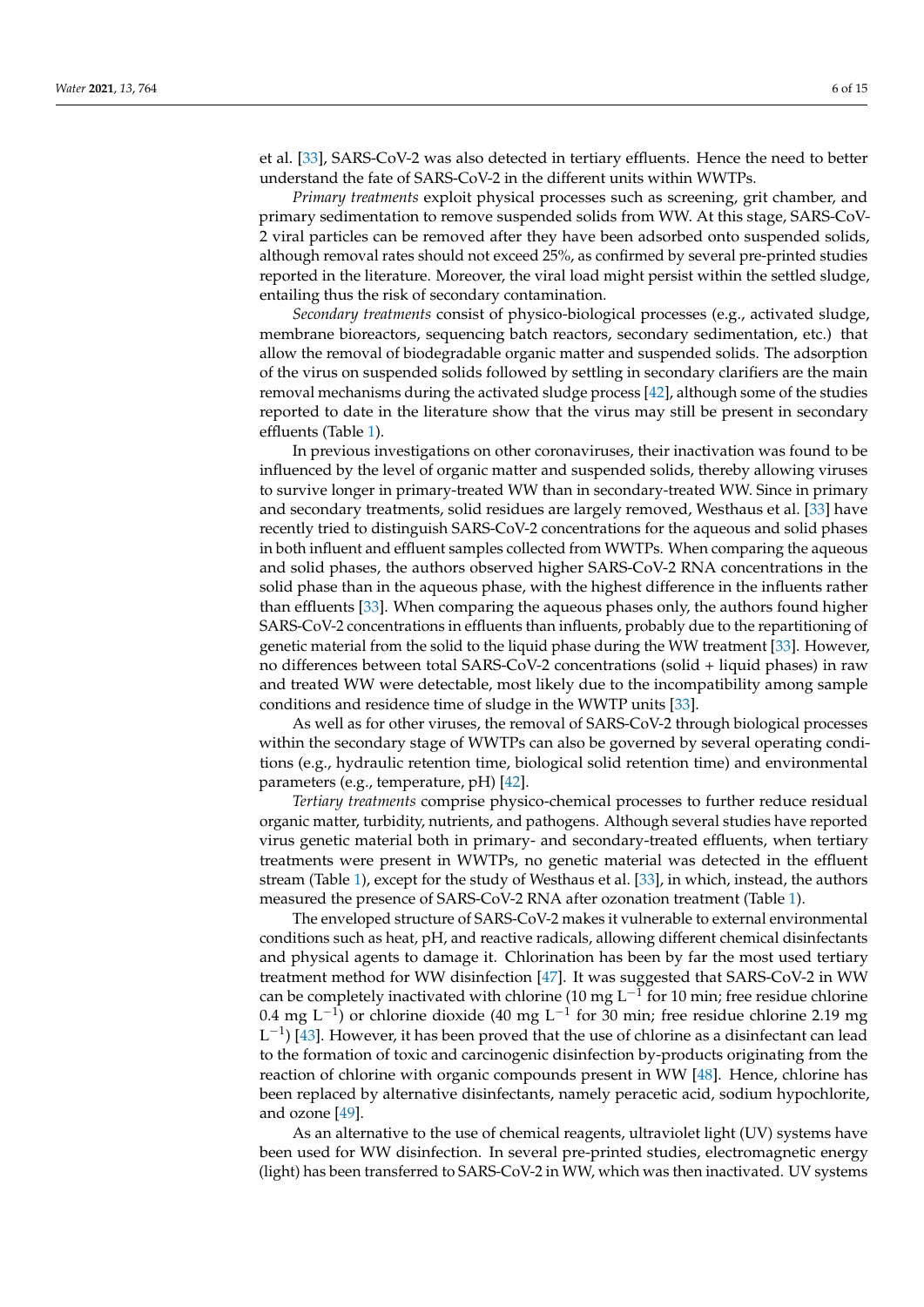et al. [33], SARS-CoV-2 was also detected in tertiary effluents. Hence the need to better understand the fate of SARS-CoV-2 in the different units within WWTPs.

*Primary treatments* exploit physical processes such as screening, grit chamber, and primary sedimentation to remove suspended solids from WW. At this stage, SARS-CoV-2 viral particles can be removed after they have been adsorbed onto suspended solids, although removal rates should not exceed 25%, as confirmed by several pre-printed studies reported in the literature. Moreover, the viral load might persist within the settled sludge, entailing thus the risk of secondary contamination.

*Secondary treatments* consist of physico-biological processes (e.g., activated sludge, membrane bioreactors, sequencing batch reactors, secondary sedimentation, etc.) that allow the removal of biodegradable organic matter and suspended solids. The adsorption of the virus on suspended solids followed by settling in secondary clarifiers are the main removal mechanisms during the activated sludge process [42], although some of the studies reported to date in the literature show that the virus may still be present in secondary effluents (Table 1).

In previous investigations on other coronaviruses, their inactivation was found to be influenced by the level of organic matter and suspended solids, thereby allowing viruses to survive longer in primary-treated WW than in secondary-treated WW. Since in primary and secondary treatments, solid residues are largely removed, Westhaus et al. [33] have recently tried to distinguish SARS-CoV-2 concentrations for the aqueous and solid phases in both influent and effluent samples collected from WWTPs. When comparing the aqueous and solid phases, the authors observed higher SARS-CoV-2 RNA concentrations in the solid phase than in the aqueous phase, with the highest difference in the influents rather than effluents [33]. When comparing the aqueous phases only, the authors found higher SARS-CoV-2 concentrations in effluents than influents, probably due to the repartitioning of genetic material from the solid to the liquid phase during the WW treatment [33]. However, no differences between total SARS-CoV-2 concentrations (solid + liquid phases) in raw and treated WW were detectable, most likely due to the incompatibility among sample conditions and residence time of sludge in the WWTP units [33].

As well as for other viruses, the removal of SARS-CoV-2 through biological processes within the secondary stage of WWTPs can also be governed by several operating conditions (e.g., hydraulic retention time, biological solid retention time) and environmental parameters (e.g., temperature, pH) [42].

*Tertiary treatments* comprise physico-chemical processes to further reduce residual organic matter, turbidity, nutrients, and pathogens. Although several studies have reported virus genetic material both in primary- and secondary-treated effluents, when tertiary treatments were present in WWTPs, no genetic material was detected in the effluent stream (Table 1), except for the study of Westhaus et al. [33], in which, instead, the authors measured the presence of SARS-CoV-2 RNA after ozonation treatment (Table 1).

The enveloped structure of SARS-CoV-2 makes it vulnerable to external environmental conditions such as heat, pH, and reactive radicals, allowing different chemical disinfectants and physical agents to damage it. Chlorination has been by far the most used tertiary treatment method for WW disinfection [47]. It was suggested that SARS-CoV-2 in WW can be completely inactivated with chlorine (10 mg $L^{-1}$ for 10 min; free residue chlorine 0.4 mg $L^{-1}$) or chlorine dioxide (40 mg $L^{-1}$ for 30 min; free residue chlorine 2.19 mg $L^{-1}$) [43]. However, it has been proved that the use of chlorine as a disinfectant can lead to the formation of toxic and carcinogenic disinfection by-products originating from the reaction of chlorine with organic compounds present in WW [48]. Hence, chlorine has been replaced by alternative disinfectants, namely peracetic acid, sodium hypochlorite, and ozone [49].

As an alternative to the use of chemical reagents, ultraviolet light (UV) systems have been used for WW disinfection. In several pre-printed studies, electromagnetic energy (light) has been transferred to SARS-CoV-2 in WW, which was then inactivated. UV systems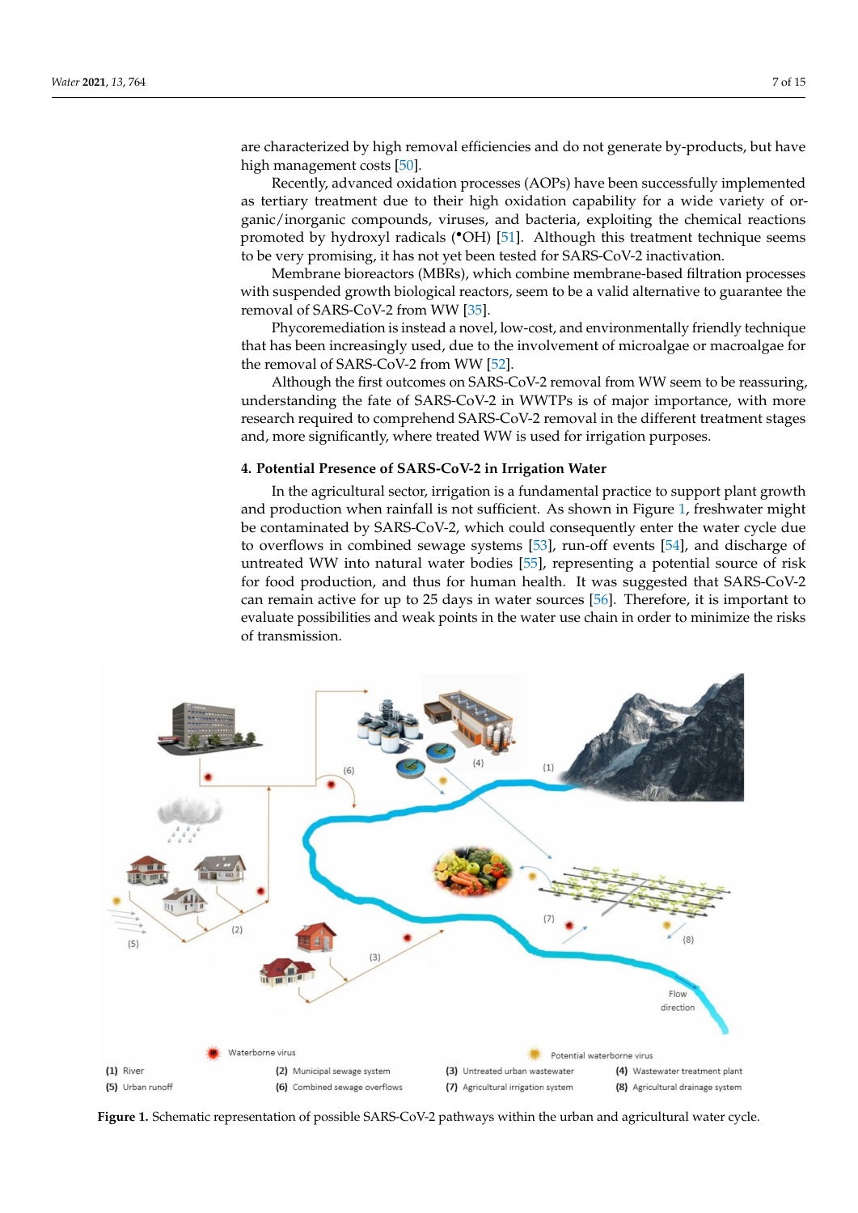are characterized by high removal efficiencies and do not generate by-products, but have high management costs [50].

Recently, advanced oxidation processes (AOPs) have been successfully implemented as tertiary treatment due to their high oxidation capability for a wide variety of organic/inorganic compounds, viruses, and bacteria, exploiting the chemical reactions promoted by hydroxyl radicals ($^{\bullet}OH$) [51]. Although this treatment technique seems to be very promising, it has not yet been tested for SARS-CoV-2 inactivation.

Membrane bioreactors (MBRs), which combine membrane-based filtration processes with suspended growth biological reactors, seem to be a valid alternative to guarantee the removal of SARS-CoV-2 from WW [35].

Phycoremediation is instead a novel, low-cost, and environmentally friendly technique that has been increasingly used, due to the involvement of microalgae or macroalgae for the removal of SARS-CoV-2 from WW [52].

Although the first outcomes on SARS-CoV-2 removal from WW seem to be reassuring, understanding the fate of SARS-CoV-2 in WWTPs is of major importance, with more research required to comprehend SARS-CoV-2 removal in the different treatment stages and, more significantly, where treated WW is used for irrigation purposes.

## 4. Potential Presence of SARS-CoV-2 in Irrigation Water

In the agricultural sector, irrigation is a fundamental practice to support plant growth and production when rainfall is not sufficient. As shown in Figure 1, freshwater might be contaminated by SARS-CoV-2, which could consequently enter the water cycle due to overflows in combined sewage systems [53], run-off events [54], and discharge of untreated WW into natural water bodies [55], representing a potential source of risk for food production, and thus for human health. It was suggested that SARS-CoV-2 can remain active for up to 25 days in water sources [56]. Therefore, it is important to evaluate possibilities and weak points in the water use chain in order to minimize the risks of transmission.

**Figure 1.** Schematic representation of possible SARS-CoV-2 pathways within the urban and agricultural water cycle.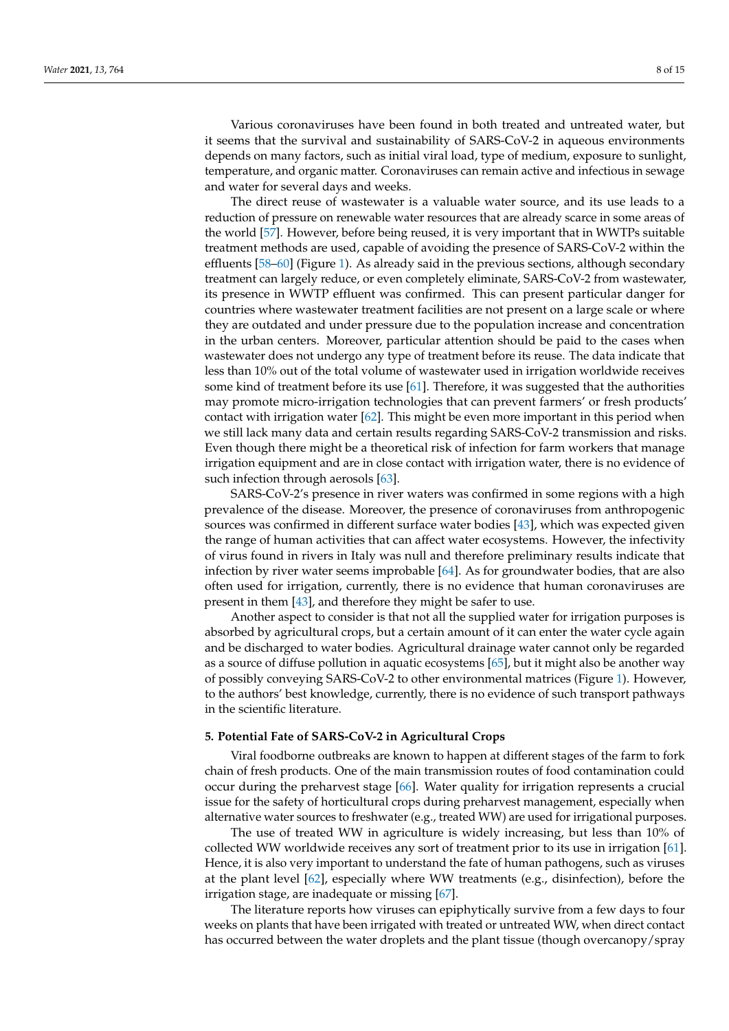Various coronaviruses have been found in both treated and untreated water, but it seems that the survival and sustainability of SARS-CoV-2 in aqueous environments depends on many factors, such as initial viral load, type of medium, exposure to sunlight, temperature, and organic matter. Coronaviruses can remain active and infectious in sewage and water for several days and weeks.

The direct reuse of wastewater is a valuable water source, and its use leads to a reduction of pressure on renewable water resources that are already scarce in some areas of the world [57]. However, before being reused, it is very important that in WWTPs suitable treatment methods are used, capable of avoiding the presence of SARS-CoV-2 within the effluents [58–60] (Figure 1). As already said in the previous sections, although secondary treatment can largely reduce, or even completely eliminate, SARS-CoV-2 from wastewater, its presence in WWTP effluent was confirmed. This can present particular danger for countries where wastewater treatment facilities are not present on a large scale or where they are outdated and under pressure due to the population increase and concentration in the urban centers. Moreover, particular attention should be paid to the cases when wastewater does not undergo any type of treatment before its reuse. The data indicate that less than 10% out of the total volume of wastewater used in irrigation worldwide receives some kind of treatment before its use [61]. Therefore, it was suggested that the authorities may promote micro-irrigation technologies that can prevent farmers' or fresh products' contact with irrigation water [62]. This might be even more important in this period when we still lack many data and certain results regarding SARS-CoV-2 transmission and risks. Even though there might be a theoretical risk of infection for farm workers that manage irrigation equipment and are in close contact with irrigation water, there is no evidence of such infection through aerosols [63].

SARS-CoV-2's presence in river waters was confirmed in some regions with a high prevalence of the disease. Moreover, the presence of coronaviruses from anthropogenic sources was confirmed in different surface water bodies [43], which was expected given the range of human activities that can affect water ecosystems. However, the infectivity of virus found in rivers in Italy was null and therefore preliminary results indicate that infection by river water seems improbable [64]. As for groundwater bodies, that are also often used for irrigation, currently, there is no evidence that human coronaviruses are present in them [43], and therefore they might be safer to use.

Another aspect to consider is that not all the supplied water for irrigation purposes is absorbed by agricultural crops, but a certain amount of it can enter the water cycle again and be discharged to water bodies. Agricultural drainage water cannot only be regarded as a source of diffuse pollution in aquatic ecosystems [65], but it might also be another way of possibly conveying SARS-CoV-2 to other environmental matrices (Figure 1). However, to the authors' best knowledge, currently, there is no evidence of such transport pathways in the scientific literature.

## 5. Potential Fate of SARS-CoV-2 in Agricultural Crops

Viral foodborne outbreaks are known to happen at different stages of the farm to fork chain of fresh products. One of the main transmission routes of food contamination could occur during the preharvest stage [66]. Water quality for irrigation represents a crucial issue for the safety of horticultural crops during preharvest management, especially when alternative water sources to freshwater (e.g., treated WW) are used for irrigational purposes.

The use of treated WW in agriculture is widely increasing, but less than 10% of collected WW worldwide receives any sort of treatment prior to its use in irrigation [61]. Hence, it is also very important to understand the fate of human pathogens, such as viruses at the plant level [62], especially where WW treatments (e.g., disinfection), before the irrigation stage, are inadequate or missing [67].

The literature reports how viruses can epiphytically survive from a few days to four weeks on plants that have been irrigated with treated or untreated WW, when direct contact has occurred between the water droplets and the plant tissue (though overcanopy/spray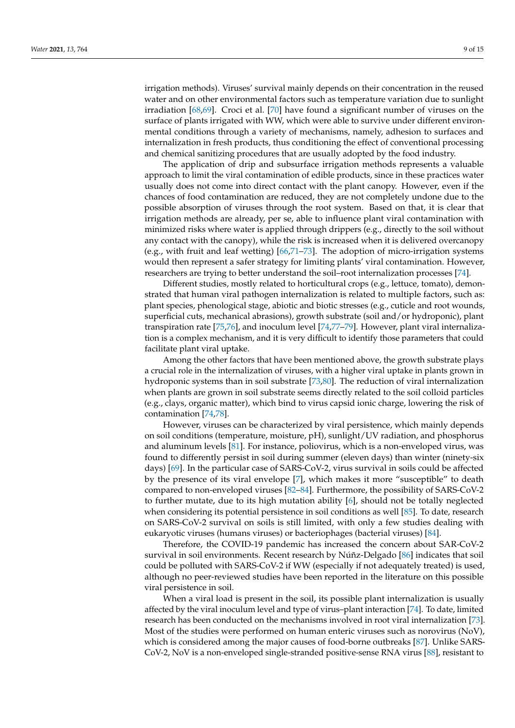irrigation methods). Viruses' survival mainly depends on their concentration in the reused water and on other environmental factors such as temperature variation due to sunlight irradiation [68,69]. Croci et al. [70] have found a significant number of viruses on the surface of plants irrigated with WW, which were able to survive under different environmental conditions through a variety of mechanisms, namely, adhesion to surfaces and internalization in fresh products, thus conditioning the effect of conventional processing and chemical sanitizing procedures that are usually adopted by the food industry.

The application of drip and subsurface irrigation methods represents a valuable approach to limit the viral contamination of edible products, since in these practices water usually does not come into direct contact with the plant canopy. However, even if the chances of food contamination are reduced, they are not completely undone due to the possible absorption of viruses through the root system. Based on that, it is clear that irrigation methods are already, per se, able to influence plant viral contamination with minimized risks where water is applied through drippers (e.g., directly to the soil without any contact with the canopy), while the risk is increased when it is delivered overcanopy (e.g., with fruit and leaf wetting) [66,71–73]. The adoption of micro-irrigation systems would then represent a safer strategy for limiting plants' viral contamination. However, researchers are trying to better understand the soil–root internalization processes [74].

Different studies, mostly related to horticultural crops (e.g., lettuce, tomato), demonstrated that human viral pathogen internalization is related to multiple factors, such as: plant species, phenological stage, abiotic and biotic stresses (e.g., cuticle and root wounds, superficial cuts, mechanical abrasions), growth substrate (soil and/or hydroponic), plant transpiration rate [75,76], and inoculum level [74,77–79]. However, plant viral internalization is a complex mechanism, and it is very difficult to identify those parameters that could facilitate plant viral uptake.

Among the other factors that have been mentioned above, the growth substrate plays a crucial role in the internalization of viruses, with a higher viral uptake in plants grown in hydroponic systems than in soil substrate [73,80]. The reduction of viral internalization when plants are grown in soil substrate seems directly related to the soil colloid particles (e.g., clays, organic matter), which bind to virus capsid ionic charge, lowering the risk of contamination [74,78].

However, viruses can be characterized by viral persistence, which mainly depends on soil conditions (temperature, moisture, pH), sunlight/UV radiation, and phosphorus and aluminum levels [81]. For instance, poliovirus, which is a non-enveloped virus, was found to differently persist in soil during summer (eleven days) than winter (ninety-six days) [69]. In the particular case of SARS-CoV-2, virus survival in soils could be affected by the presence of its viral envelope [7], which makes it more "susceptible" to death compared to non-enveloped viruses [82–84]. Furthermore, the possibility of SARS-CoV-2 to further mutate, due to its high mutation ability [6], should not be totally neglected when considering its potential persistence in soil conditions as well [85]. To date, research on SARS-CoV-2 survival on soils is still limited, with only a few studies dealing with eukaryotic viruses (humans viruses) or bacteriophages (bacterial viruses) [84].

Therefore, the COVID-19 pandemic has increased the concern about SAR-CoV-2 survival in soil environments. Recent research by Núñz-Delgado [86] indicates that soil could be polluted with SARS-CoV-2 if WW (especially if not adequately treated) is used, although no peer-reviewed studies have been reported in the literature on this possible viral persistence in soil.

When a viral load is present in the soil, its possible plant internalization is usually affected by the viral inoculum level and type of virus–plant interaction [74]. To date, limited research has been conducted on the mechanisms involved in root viral internalization [73]. Most of the studies were performed on human enteric viruses such as norovirus (NoV), which is considered among the major causes of food-borne outbreaks [87]. Unlike SARS-CoV-2, NoV is a non-enveloped single-stranded positive-sense RNA virus [88], resistant to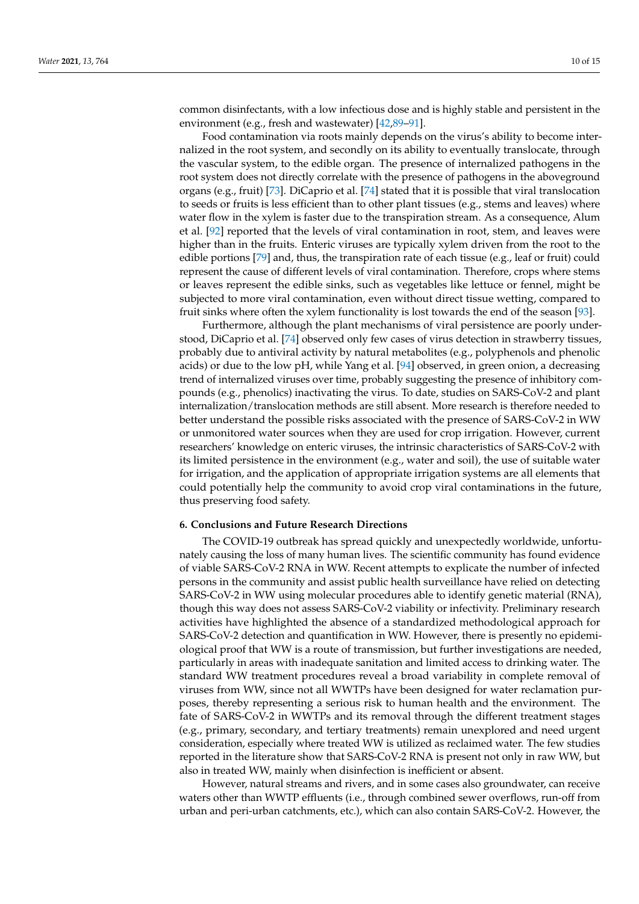common disinfectants, with a low infectious dose and is highly stable and persistent in the environment (e.g., fresh and wastewater) [42,89–91].

Food contamination via roots mainly depends on the virus's ability to become internalized in the root system, and secondly on its ability to eventually translocate, through the vascular system, to the edible organ. The presence of internalized pathogens in the root system does not directly correlate with the presence of pathogens in the aboveground organs (e.g., fruit) [73]. DiCaprio et al. [74] stated that it is possible that viral translocation to seeds or fruits is less efficient than to other plant tissues (e.g., stems and leaves) where water flow in the xylem is faster due to the transpiration stream. As a consequence, Alum et al. [92] reported that the levels of viral contamination in root, stem, and leaves were higher than in the fruits. Enteric viruses are typically xylem driven from the root to the edible portions [79] and, thus, the transpiration rate of each tissue (e.g., leaf or fruit) could represent the cause of different levels of viral contamination. Therefore, crops where stems or leaves represent the edible sinks, such as vegetables like lettuce or fennel, might be subjected to more viral contamination, even without direct tissue wetting, compared to fruit sinks where often the xylem functionality is lost towards the end of the season [93].

Furthermore, although the plant mechanisms of viral persistence are poorly understood, DiCaprio et al. [74] observed only few cases of virus detection in strawberry tissues, probably due to antiviral activity by natural metabolites (e.g., polyphenols and phenolic acids) or due to the low pH, while Yang et al. [94] observed, in green onion, a decreasing trend of internalized viruses over time, probably suggesting the presence of inhibitory compounds (e.g., phenolics) inactivating the virus. To date, studies on SARS-CoV-2 and plant internalization/translocation methods are still absent. More research is therefore needed to better understand the possible risks associated with the presence of SARS-CoV-2 in WW or unmonitored water sources when they are used for crop irrigation. However, current researchers' knowledge on enteric viruses, the intrinsic characteristics of SARS-CoV-2 with its limited persistence in the environment (e.g., water and soil), the use of suitable water for irrigation, and the application of appropriate irrigation systems are all elements that could potentially help the community to avoid crop viral contaminations in the future, thus preserving food safety.

## 6. Conclusions and Future Research Directions

The COVID-19 outbreak has spread quickly and unexpectedly worldwide, unfortunately causing the loss of many human lives. The scientific community has found evidence of viable SARS-CoV-2 RNA in WW. Recent attempts to explicate the number of infected persons in the community and assist public health surveillance have relied on detecting SARS-CoV-2 in WW using molecular procedures able to identify genetic material (RNA), though this way does not assess SARS-CoV-2 viability or infectivity. Preliminary research activities have highlighted the absence of a standardized methodological approach for SARS-CoV-2 detection and quantification in WW. However, there is presently no epidemiological proof that WW is a route of transmission, but further investigations are needed, particularly in areas with inadequate sanitation and limited access to drinking water. The standard WW treatment procedures reveal a broad variability in complete removal of viruses from WW, since not all WWTPs have been designed for water reclamation purposes, thereby representing a serious risk to human health and the environment. The fate of SARS-CoV-2 in WWTPs and its removal through the different treatment stages (e.g., primary, secondary, and tertiary treatments) remain unexplored and need urgent consideration, especially where treated WW is utilized as reclaimed water. The few studies reported in the literature show that SARS-CoV-2 RNA is present not only in raw WW, but also in treated WW, mainly when disinfection is inefficient or absent.

However, natural streams and rivers, and in some cases also groundwater, can receive waters other than WWTP effluents (i.e., through combined sewer overflows, run-off from urban and peri-urban catchments, etc.), which can also contain SARS-CoV-2. However, the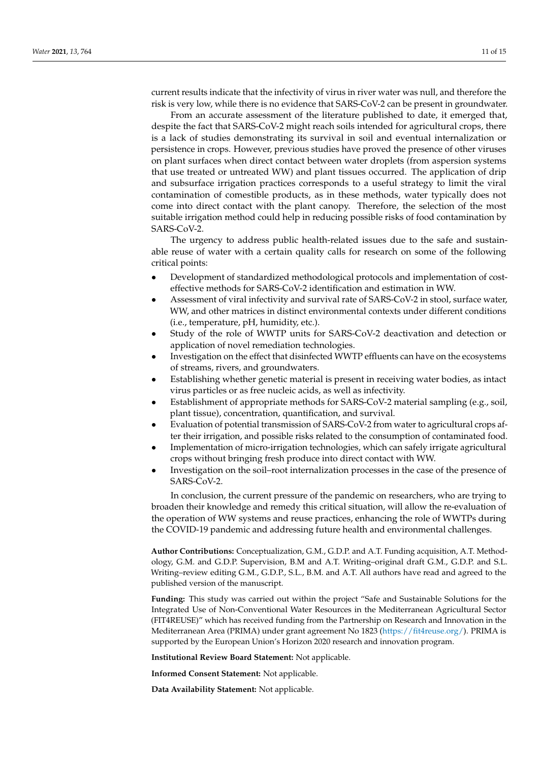current results indicate that the infectivity of virus in river water was null, and therefore the risk is very low, while there is no evidence that SARS-CoV-2 can be present in groundwater.

From an accurate assessment of the literature published to date, it emerged that, despite the fact that SARS-CoV-2 might reach soils intended for agricultural crops, there is a lack of studies demonstrating its survival in soil and eventual internalization or persistence in crops. However, previous studies have proved the presence of other viruses on plant surfaces when direct contact between water droplets (from aspersion systems that use treated or untreated WW) and plant tissues occurred. The application of drip and subsurface irrigation practices corresponds to a useful strategy to limit the viral contamination of comestible products, as in these methods, water typically does not come into direct contact with the plant canopy. Therefore, the selection of the most suitable irrigation method could help in reducing possible risks of food contamination by SARS-CoV-2.

The urgency to address public health-related issues due to the safe and sustainable reuse of water with a certain quality calls for research on some of the following critical points:

- Development of standardized methodological protocols and implementation of cost-effective methods for SARS-CoV-2 identification and estimation in WW.
- Assessment of viral infectivity and survival rate of SARS-CoV-2 in stool, surface water, WW, and other matrices in distinct environmental contexts under different conditions (i.e., temperature, pH, humidity, etc.).
- Study of the role of WWTP units for SARS-CoV-2 deactivation and detection or application of novel remediation technologies.
- Investigation on the effect that disinfected WWTP effluents can have on the ecosystems of streams, rivers, and groundwaters.
- Establishing whether genetic material is present in receiving water bodies, as intact virus particles or as free nucleic acids, as well as infectivity.
- Establishment of appropriate methods for SARS-CoV-2 material sampling (e.g., soil, plant tissue), concentration, quantification, and survival.
- Evaluation of potential transmission of SARS-CoV-2 from water to agricultural crops after their irrigation, and possible risks related to the consumption of contaminated food.
- Implementation of micro-irrigation technologies, which can safely irrigate agricultural crops without bringing fresh produce into direct contact with WW.
- Investigation on the soil–root internalization processes in the case of the presence of SARS-CoV-2.

In conclusion, the current pressure of the pandemic on researchers, who are trying to broaden their knowledge and remedy this critical situation, will allow the re-evaluation of the operation of WW systems and reuse practices, enhancing the role of WWTPs during the COVID-19 pandemic and addressing future health and environmental challenges.

**Author Contributions:** Conceptualization, G.M., G.D.P. and A.T. Funding acquisition, A.T. Methodology, G.M. and G.D.P. Supervision, B.M and A.T. Writing–original draft G.M., G.D.P. and S.L. Writing–review editing G.M., G.D.P., S.L., B.M. and A.T. All authors have read and agreed to the published version of the manuscript.

**Funding:** This study was carried out within the project "Safe and Sustainable Solutions for the Integrated Use of Non-Conventional Water Resources in the Mediterranean Agricultural Sector (FIT4REUSE)" which has received funding from the Partnership on Research and Innovation in the Mediterranean Area (PRIMA) under grant agreement No 1823 (https://fit4reuse.org/). PRIMA is supported by the European Union's Horizon 2020 research and innovation program.

**Institutional Review Board Statement:** Not applicable.

**Informed Consent Statement:** Not applicable.

**Data Availability Statement:** Not applicable.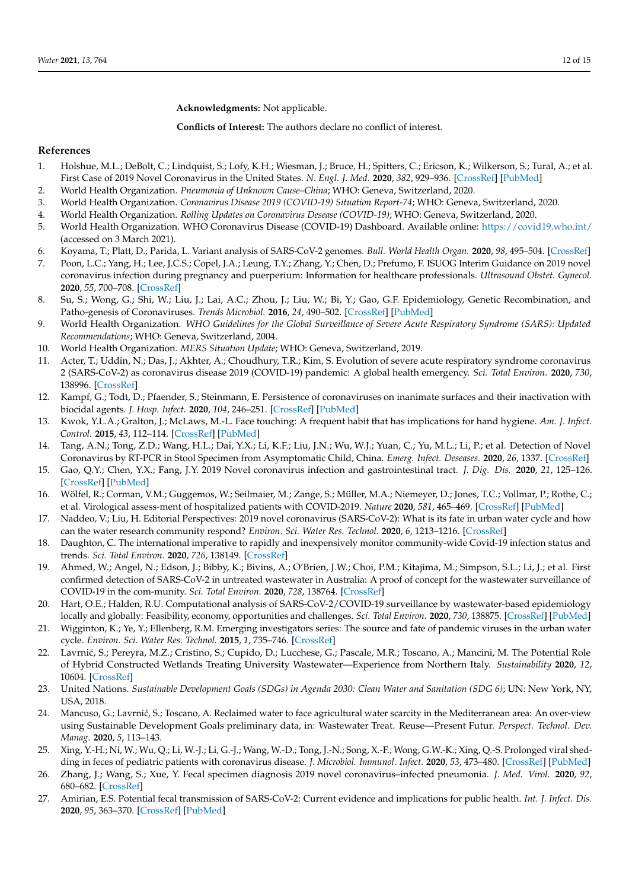**Acknowledgments:** Not applicable.

**Conflicts of Interest:** The authors declare no conflict of interest.

## References

1. Holshue, M.L.; DeBolt, C.; Lindquist, S.; Lofy, K.H.; Wiesman, J.; Bruce, H.; Spitters, C.; Ericson, K.; Wilkerson, S.; Tural, A.; et al. First Case of 2019 Novel Coronavirus in the United States. *N. Engl. J. Med.* **2020**, *382*, 929–936. [CrossRef] [PubMed]
2. World Health Organization. *Pneumonia of Unknown Cause–China*; WHO: Geneva, Switzerland, 2020.
3. World Health Organization. *Coronavirus Disease 2019 (COVID-19) Situation Report-74*; WHO: Geneva, Switzerland, 2020.
4. World Health Organization. *Rolling Updates on Coronavirus Desease (COVID-19)*; WHO: Geneva, Switzerland, 2020.
5. World Health Organization. WHO Coronavirus Disease (COVID-19) Dashboard. Available online: https://covid19.who.int/ (accessed on 3 March 2021).
6. Koyama, T.; Platt, D.; Parida, L. Variant analysis of SARS-CoV-2 genomes. *Bull. World Health Organ.* **2020**, *98*, 495–504. [CrossRef]
7. Poon, L.C.; Yang, H.; Lee, J.C.S.; Copel, J.A.; Leung, T.Y.; Zhang, Y.; Chen, D.; Prefumo, F. ISUOG Interim Guidance on 2019 novel coronavirus infection during pregnancy and puerperium: Information for healthcare professionals. *Ultrasound Obstet. Gynecol.* **2020**, *55*, 700–708. [CrossRef]
8. Su, S.; Wong, G.; Shi, W.; Liu, J.; Lai, A.C.; Zhou, J.; Liu, W.; Bi, Y.; Gao, G.F. Epidemiology, Genetic Recombination, and Patho-genesis of Coronaviruses. *Trends Microbiol.* **2016**, *24*, 490–502. [CrossRef] [PubMed]
9. World Health Organization. *WHO Guidelines for the Global Surveillance of Severe Acute Respiratory Syndrome (SARS): Updated Recommendations*; WHO: Geneva, Switzerland, 2004.
10. World Health Organization. *MERS Situation Update*; WHO: Geneva, Switzerland, 2019.
11. Acter, T.; Uddin, N.; Das, J.; Akhter, A.; Choudhury, T.R.; Kim, S. Evolution of severe acute respiratory syndrome coronavirus 2 (SARS-CoV-2) as coronavirus disease 2019 (COVID-19) pandemic: A global health emergency. *Sci. Total Environ.* **2020**, *730*, 138996. [CrossRef]
12. Kampf, G.; Todt, D.; Pfaender, S.; Steinmann, E. Persistence of coronaviruses on inanimate surfaces and their inactivation with biocidal agents. *J. Hosp. Infect.* **2020**, *104*, 246–251. [CrossRef] [PubMed]
13. Kwok, Y.L.A.; Gralton, J.; McLaws, M.-L. Face touching: A frequent habit that has implications for hand hygiene. *Am. J. Infect. Control.* **2015**, *43*, 112–114. [CrossRef] [PubMed]
14. Tang, A.N.; Tong, Z.D.; Wang, H.L.; Dai, Y.X.; Li, K.F.; Liu, J.N.; Wu, W.J.; Yuan, C.; Yu, M.L.; Li, P.; et al. Detection of Novel Coronavirus by RT-PCR in Stool Specimen from Asymptomatic Child, China. *Emerg. Infect. Deseases.* **2020**, *26*, 1337. [CrossRef]
15. Gao, Q.Y.; Chen, Y.X.; Fang, J.Y. 2019 Novel coronavirus infection and gastrointestinal tract. *J. Dig. Dis.* **2020**, *21*, 125–126. [CrossRef] [PubMed]
16. Wölfel, R.; Corman, V.M.; Guggemos, W.; Seilmaier, M.; Zange, S.; Müller, M.A.; Niemeyer, D.; Jones, T.C.; Vollmar, P.; Rothe, C.; et al. Virological assess-ment of hospitalized patients with COVID-2019. *Nature* **2020**, *581*, 465–469. [CrossRef] [PubMed]
17. Naddeo, V.; Liu, H. Editorial Perspectives: 2019 novel coronavirus (SARS-CoV-2): What is its fate in urban water cycle and how can the water research community respond? *Environ. Sci. Water Res. Technol.* **2020**, *6*, 1213–1216. [CrossRef]
18. Daughton, C. The international imperative to rapidly and inexpensively monitor community-wide Covid-19 infection status and trends. *Sci. Total Environ.* **2020**, *726*, 138149. [CrossRef]
19. Ahmed, W.; Angel, N.; Edson, J.; Bibby, K.; Bivins, A.; O'Brien, J.W.; Choi, P.M.; Kitajima, M.; Simpson, S.L.; Li, J.; et al. First confirmed detection of SARS-CoV-2 in untreated wastewater in Australia: A proof of concept for the wastewater surveillance of COVID-19 in the com-munity. *Sci. Total Environ.* **2020**, *728*, 138764. [CrossRef]
20. Hart, O.E.; Halden, R.U. Computational analysis of SARS-CoV-2/COVID-19 surveillance by wastewater-based epidemiology locally and globally: Feasibility, economy, opportunities and challenges. *Sci. Total Environ.* **2020**, *730*, 138875. [CrossRef] [PubMed]
21. Wigginton, K.; Ye, Y.; Ellenberg, R.M. Emerging investigators series: The source and fate of pandemic viruses in the urban water cycle. *Environ. Sci. Water Res. Technol.* **2015**, *1*, 735–746. [CrossRef]
22. Lavrnić, S.; Pereyra, M.Z.; Cristino, S.; Cupido, D.; Lucchese, G.; Pascale, M.R.; Toscano, A.; Mancini, M. The Potential Role of Hybrid Constructed Wetlands Treating University Wastewater—Experience from Northern Italy. *Sustainability* **2020**, *12*, 10604. [CrossRef]
23. United Nations. *Sustainable Development Goals (SDGs) in Agenda 2030: Clean Water and Sanitation (SDG 6)*; UN: New York, NY, USA, 2018.
24. Mancuso, G.; Lavrnić, S.; Toscano, A. Reclaimed water to face agricultural water scarcity in the Mediterranean area: An over-view using Sustainable Development Goals preliminary data, in: Wastewater Treat. Reuse—Present Futur. *Perspect. Technol. Dev. Manag.* **2020**, *5*, 113–143.
25. Xing, Y.-H.; Ni, W.; Wu, Q.; Li, W.-J.; Li, G.-J.; Wang, W.-D.; Tong, J.-N.; Song, X.-F.; Wong, G.W.-K.; Xing, Q.-S. Prolonged viral shed-ding in feces of pediatric patients with coronavirus disease. *J. Microbiol. Immunol. Infect.* **2020**, *53*, 473–480. [CrossRef] [PubMed]
26. Zhang, J.; Wang, S.; Xue, Y. Fecal specimen diagnosis 2019 novel coronavirus–infected pneumonia. *J. Med. Virol.* **2020**, *92*, 680–682. [CrossRef]
27. Amirian, E.S. Potential fecal transmission of SARS-CoV-2: Current evidence and implications for public health. *Int. J. Infect. Dis.* **2020**, *95*, 363–370. [CrossRef] [PubMed]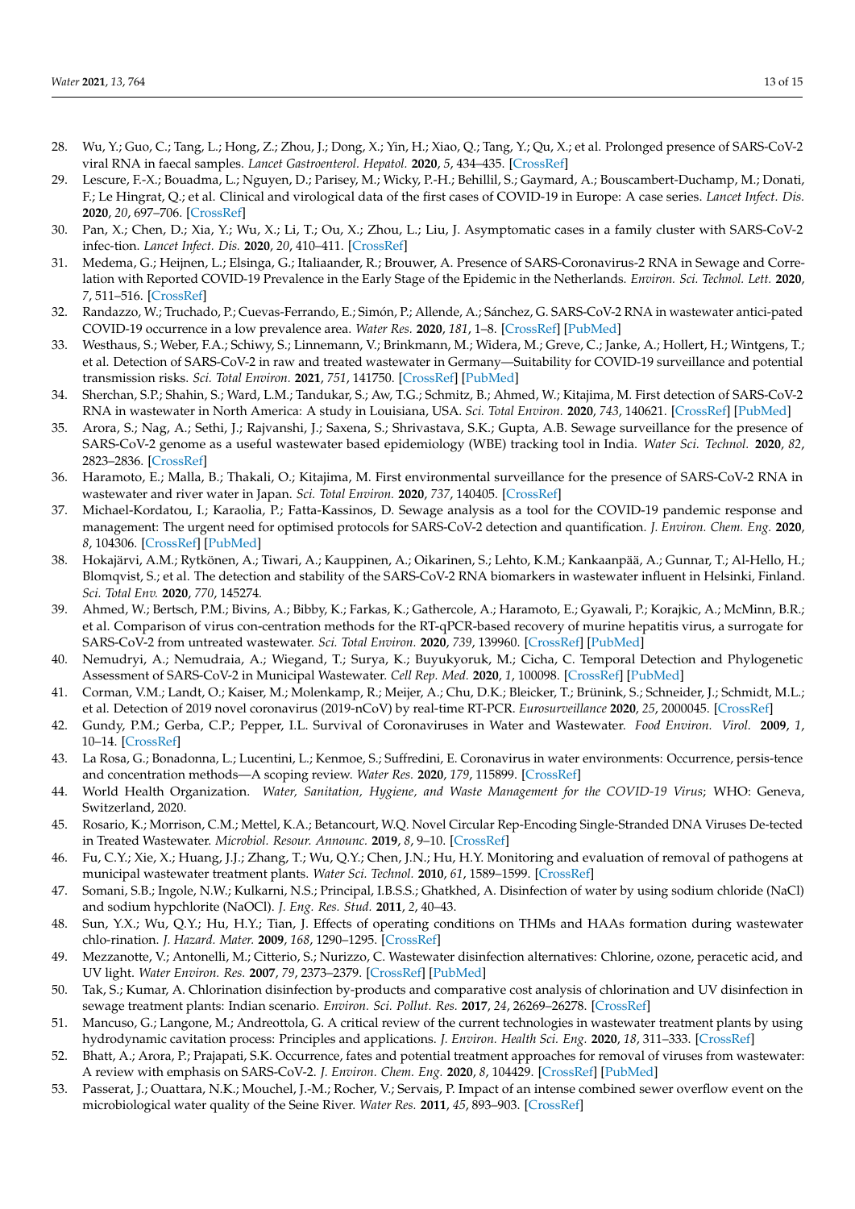28. Wu, Y.; Guo, C.; Tang, L.; Hong, Z.; Zhou, J.; Dong, X.; Yin, H.; Xiao, Q.; Tang, Y.; Qu, X.; et al. Prolonged presence of SARS-CoV-2 viral RNA in faecal samples. *Lancet Gastroenterol. Hepatol.* **2020**, *5*, 434–435. [CrossRef]
29. Lescure, F.-X.; Bouadma, L.; Nguyen, D.; Parisey, M.; Wicky, P.-H.; Behillil, S.; Gaymard, A.; Bouscambert-Duchamp, M.; Donati, F.; Le Hingrat, Q.; et al. Clinical and virological data of the first cases of COVID-19 in Europe: A case series. *Lancet Infect. Dis.* **2020**, *20*, 697–706. [CrossRef]
30. Pan, X.; Chen, D.; Xia, Y.; Wu, X.; Li, T.; Ou, X.; Zhou, L.; Liu, J. Asymptomatic cases in a family cluster with SARS-CoV-2 infec-tion. *Lancet Infect. Dis.* **2020**, *20*, 410–411. [CrossRef]
31. Medema, G.; Heijnen, L.; Elsinga, G.; Italiaander, R.; Brouwer, A. Presence of SARS-Coronavirus-2 RNA in Sewage and Corre-lation with Reported COVID-19 Prevalence in the Early Stage of the Epidemic in the Netherlands. *Environ. Sci. Technol. Lett.* **2020**, *7*, 511–516. [CrossRef]
32. Randazzo, W.; Truchado, P.; Cuevas-Ferrando, E.; Simón, P.; Allende, A.; Sánchez, G. SARS-CoV-2 RNA in wastewater antici-pated COVID-19 occurrence in a low prevalence area. *Water Res.* **2020**, *181*, 1–8. [CrossRef] [PubMed]
33. Westhaus, S.; Weber, F.A.; Schiwy, S.; Linnemann, V.; Brinkmann, M.; Widera, M.; Greve, C.; Janke, A.; Hollert, H.; Wintgens, T.; et al. Detection of SARS-CoV-2 in raw and treated wastewater in Germany—Suitability for COVID-19 surveillance and potential transmission risks. *Sci. Total Environ.* **2021**, *751*, 141750. [CrossRef] [PubMed]
34. Sherchan, S.P.; Shahin, S.; Ward, L.M.; Tandukar, S.; Aw, T.G.; Schmitz, B.; Ahmed, W.; Kitajima, M. First detection of SARS-CoV-2 RNA in wastewater in North America: A study in Louisiana, USA. *Sci. Total Environ.* **2020**, *743*, 140621. [CrossRef] [PubMed]
35. Arora, S.; Nag, A.; Sethi, J.; Rajvanshi, J.; Saxena, S.; Shrivastava, S.K.; Gupta, A.B. Sewage surveillance for the presence of SARS-CoV-2 genome as a useful wastewater based epidemiology (WBE) tracking tool in India. *Water Sci. Technol.* **2020**, *82*, 2823–2836. [CrossRef]
36. Haramoto, E.; Malla, B.; Thakali, O.; Kitajima, M. First environmental surveillance for the presence of SARS-CoV-2 RNA in wastewater and river water in Japan. *Sci. Total Environ.* **2020**, *737*, 140405. [CrossRef]
37. Michael-Kordatou, I.; Karaolia, P.; Fatta-Kassinos, D. Sewage analysis as a tool for the COVID-19 pandemic response and management: The urgent need for optimised protocols for SARS-CoV-2 detection and quantification. *J. Environ. Chem. Eng.* **2020**, *8*, 104306. [CrossRef] [PubMed]
38. Hokajärvi, A.M.; Rytkönen, A.; Tiwari, A.; Kauppinen, A.; Oikarinen, S.; Lehto, K.M.; Kankaanpää, A.; Gunnar, T.; Al-Hello, H.; Blomqvist, S.; et al. The detection and stability of the SARS-CoV-2 RNA biomarkers in wastewater influent in Helsinki, Finland. *Sci. Total Env.* **2020**, *770*, 145274.
39. Ahmed, W.; Bertsch, P.M.; Bivins, A.; Bibby, K.; Farkas, K.; Gathercole, A.; Haramoto, E.; Gyawali, P.; Korajkic, A.; McMinn, B.R.; et al. Comparison of virus con-centration methods for the RT-qPCR-based recovery of murine hepatitis virus, a surrogate for SARS-CoV-2 from untreated wastewater. *Sci. Total Environ.* **2020**, *739*, 139960. [CrossRef] [PubMed]
40. Nemudryi, A.; Nemudraia, A.; Wiegand, T.; Surya, K.; Buyukyoruk, M.; Cicha, C. Temporal Detection and Phylogenetic Assessment of SARS-CoV-2 in Municipal Wastewater. *Cell Rep. Med.* **2020**, *1*, 100098. [CrossRef] [PubMed]
41. Corman, V.M.; Landt, O.; Kaiser, M.; Molenkamp, R.; Meijer, A.; Chu, D.K.; Bleicker, T.; Brünink, S.; Schneider, J.; Schmidt, M.L.; et al. Detection of 2019 novel coronavirus (2019-nCoV) by real-time RT-PCR. *Eurosurveillance* **2020**, *25*, 2000045. [CrossRef]
42. Gundy, P.M.; Gerba, C.P.; Pepper, I.L. Survival of Coronaviruses in Water and Wastewater. *Food Environ. Virol.* **2009**, *1*, 10–14. [CrossRef]
43. La Rosa, G.; Bonadonna, L.; Lucentini, L.; Kenmoe, S.; Suffredini, E. Coronavirus in water environments: Occurrence, persis-tence and concentration methods—A scoping review. *Water Res.* **2020**, *179*, 115899. [CrossRef]
44. World Health Organization. *Water, Sanitation, Hygiene, and Waste Management for the COVID-19 Virus*; WHO: Geneva, Switzerland, 2020.
45. Rosario, K.; Morrison, C.M.; Mettel, K.A.; Betancourt, W.Q. Novel Circular Rep-Encoding Single-Stranded DNA Viruses De-tected in Treated Wastewater. *Microbiol. Resour. Announc.* **2019**, *8*, 9–10. [CrossRef]
46. Fu, C.Y.; Xie, X.; Huang, J.J.; Zhang, T.; Wu, Q.Y.; Chen, J.N.; Hu, H.Y. Monitoring and evaluation of removal of pathogens at municipal wastewater treatment plants. *Water Sci. Technol.* **2010**, *61*, 1589–1599. [CrossRef]
47. Somani, S.B.; Ingole, N.W.; Kulkarni, N.S.; Principal, I.B.S.S.; Ghatkhed, A. Disinfection of water by using sodium chloride (NaCl) and sodium hypchlorite (NaOCl). *J. Eng. Res. Stud.* **2011**, *2*, 40–43.
48. Sun, Y.X.; Wu, Q.Y.; Hu, H.Y.; Tian, J. Effects of operating conditions on THMs and HAAs formation during wastewater chlo-rination. *J. Hazard. Mater.* **2009**, *168*, 1290–1295. [CrossRef]
49. Mezzanotte, V.; Antonelli, M.; Citterio, S.; Nurizzo, C. Wastewater disinfection alternatives: Chlorine, ozone, peracetic acid, and UV light. *Water Environ. Res.* **2007**, *79*, 2373–2379. [CrossRef] [PubMed]
50. Tak, S.; Kumar, A. Chlorination disinfection by-products and comparative cost analysis of chlorination and UV disinfection in sewage treatment plants: Indian scenario. *Environ. Sci. Pollut. Res.* **2017**, *24*, 26269–26278. [CrossRef]
51. Mancuso, G.; Langone, M.; Andreottola, G. A critical review of the current technologies in wastewater treatment plants by using hydrodynamic cavitation process: Principles and applications. *J. Environ. Health Sci. Eng.* **2020**, *18*, 311–333. [CrossRef]
52. Bhatt, A.; Arora, P.; Prajapati, S.K. Occurrence, fates and potential treatment approaches for removal of viruses from wastewater: A review with emphasis on SARS-CoV-2. *J. Environ. Chem. Eng.* **2020**, *8*, 104429. [CrossRef] [PubMed]
53. Passerat, J.; Ouattara, N.K.; Mouchel, J.-M.; Rocher, V.; Servais, P. Impact of an intense combined sewer overflow event on the microbiological water quality of the Seine River. *Water Res.* **2011**, *45*, 893–903. [CrossRef]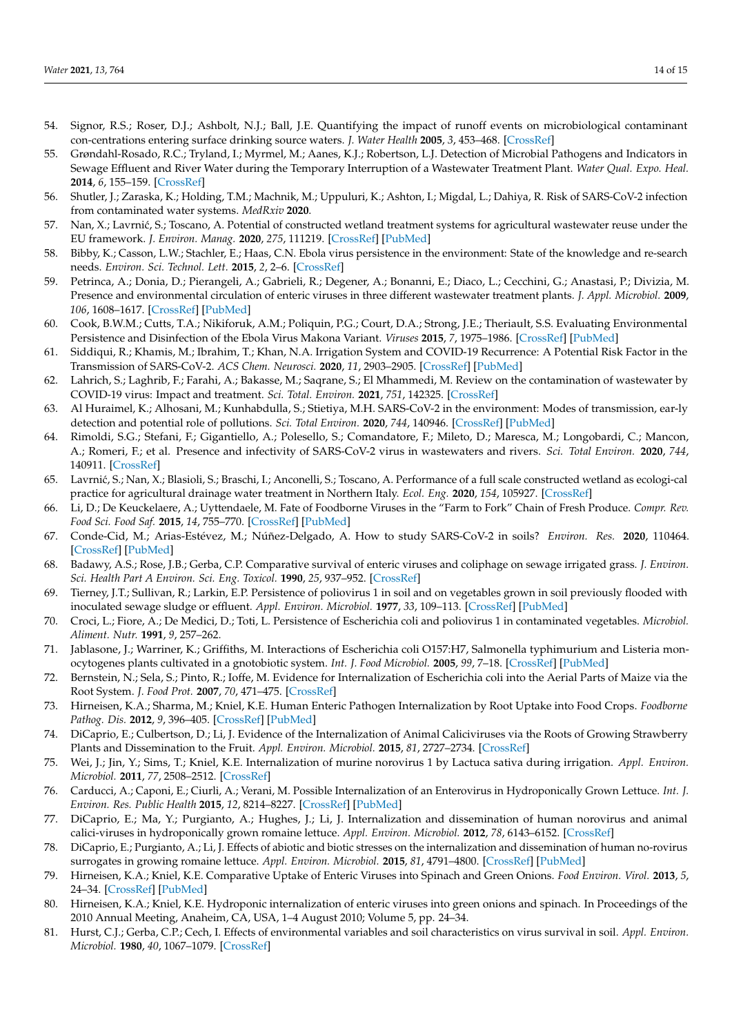54. Signor, R.S.; Roser, D.J.; Ashbolt, N.J.; Ball, J.E. Quantifying the impact of runoff events on microbiological contaminant con-centrations entering surface drinking source waters. *J. Water Health* **2005**, *3*, 453–468. [CrossRef]
55. Grøndahl-Rosado, R.C.; Tryland, I.; Myrmel, M.; Aanes, K.J.; Robertson, L.J. Detection of Microbial Pathogens and Indicators in Sewage Effluent and River Water during the Temporary Interruption of a Wastewater Treatment Plant. *Water Qual. Expo. Heal.* **2014**, *6*, 155–159. [CrossRef]
56. Shutler, J.; Zaraska, K.; Holding, T.M.; Machnik, M.; Uppuluri, K.; Ashton, I.; Migdal, L.; Dahiya, R. Risk of SARS-CoV-2 infection from contaminated water systems. *MedRxiv* **2020**.
57. Nan, X.; Lavrnić, S.; Toscano, A. Potential of constructed wetland treatment systems for agricultural wastewater reuse under the EU framework. *J. Environ. Manag.* **2020**, *275*, 111219. [CrossRef] [PubMed]
58. Bibby, K.; Casson, L.W.; Stachler, E.; Haas, C.N. Ebola virus persistence in the environment: State of the knowledge and re-search needs. *Environ. Sci. Technol. Lett.* **2015**, *2*, 2–6. [CrossRef]
59. Petrinca, A.; Donia, D.; Pierangeli, A.; Gabrieli, R.; Degener, A.; Bonanni, E.; Diaco, L.; Cecchini, G.; Anastasi, P.; Divizia, M. Presence and environmental circulation of enteric viruses in three different wastewater treatment plants. *J. Appl. Microbiol.* **2009**, *106*, 1608–1617. [CrossRef] [PubMed]
60. Cook, B.W.M.; Cutts, T.A.; Nikiforuk, A.M.; Poliquin, P.G.; Court, D.A.; Strong, J.E.; Theriault, S.S. Evaluating Environmental Persistence and Disinfection of the Ebola Virus Makona Variant. *Viruses* **2015**, *7*, 1975–1986. [CrossRef] [PubMed]
61. Siddiqui, R.; Khamis, M.; Ibrahim, T.; Khan, N.A. Irrigation System and COVID-19 Recurrence: A Potential Risk Factor in the Transmission of SARS-CoV-2. *ACS Chem. Neurosci.* **2020**, *11*, 2903–2905. [CrossRef] [PubMed]
62. Lahrich, S.; Laghrib, F.; Farahi, A.; Bakasse, M.; Saqrane, S.; El Mhammedi, M. Review on the contamination of wastewater by COVID-19 virus: Impact and treatment. *Sci. Total. Environ.* **2021**, *751*, 142325. [CrossRef]
63. Al Huraimel, K.; Alhosani, M.; Kunhabdulla, S.; Stietiya, M.H. SARS-CoV-2 in the environment: Modes of transmission, ear-ly detection and potential role of pollutions. *Sci. Total Environ.* **2020**, *744*, 140946. [CrossRef] [PubMed]
64. Rimoldi, S.G.; Stefani, F.; Gigantiello, A.; Polesello, S.; Comandatore, F.; Mileto, D.; Maresca, M.; Longobardi, C.; Mancon, A.; Romeri, F.; et al. Presence and infectivity of SARS-CoV-2 virus in wastewaters and rivers. *Sci. Total Environ.* **2020**, *744*, 140911. [CrossRef]
65. Lavrnić, S.; Nan, X.; Blasioli, S.; Braschi, I.; Anconelli, S.; Toscano, A. Performance of a full scale constructed wetland as ecologi-cal practice for agricultural drainage water treatment in Northern Italy. *Ecol. Eng.* **2020**, *154*, 105927. [CrossRef]
66. Li, D.; De Keuckelaere, A.; Uyttendaele, M. Fate of Foodborne Viruses in the "Farm to Fork" Chain of Fresh Produce. *Compr. Rev. Food Sci. Food Saf.* **2015**, *14*, 755–770. [CrossRef] [PubMed]
67. Conde-Cid, M.; Arias-Estévez, M.; Núñez-Delgado, A. How to study SARS-CoV-2 in soils? *Environ. Res.* **2020**, 110464. [CrossRef] [PubMed]
68. Badawy, A.S.; Rose, J.B.; Gerba, C.P. Comparative survival of enteric viruses and coliphage on sewage irrigated grass. *J. Environ. Sci. Health Part A Environ. Sci. Eng. Toxicol.* **1990**, *25*, 937–952. [CrossRef]
69. Tierney, J.T.; Sullivan, R.; Larkin, E.P. Persistence of poliovirus 1 in soil and on vegetables grown in soil previously flooded with inoculated sewage sludge or effluent. *Appl. Environ. Microbiol.* **1977**, *33*, 109–113. [CrossRef] [PubMed]
70. Croci, L.; Fiore, A.; De Medici, D.; Toti, L. Persistence of Escherichia coli and poliovirus 1 in contaminated vegetables. *Microbiol. Aliment. Nutr.* **1991**, *9*, 257–262.
71. Jablasone, J.; Warriner, K.; Griffiths, M. Interactions of Escherichia coli O157:H7, Salmonella typhimurium and Listeria mon-ocytogenes plants cultivated in a gnotobiotic system. *Int. J. Food Microbiol.* **2005**, *99*, 7–18. [CrossRef] [PubMed]
72. Bernstein, N.; Sela, S.; Pinto, R.; Ioffe, M. Evidence for Internalization of Escherichia coli into the Aerial Parts of Maize via the Root System. *J. Food Prot.* **2007**, *70*, 471–475. [CrossRef]
73. Hirneisen, K.A.; Sharma, M.; Kniel, K.E. Human Enteric Pathogen Internalization by Root Uptake into Food Crops. *Foodborne Pathog. Dis.* **2012**, *9*, 396–405. [CrossRef] [PubMed]
74. DiCaprio, E.; Culbertson, D.; Li, J. Evidence of the Internalization of Animal Caliciviruses via the Roots of Growing Strawberry Plants and Dissemination to the Fruit. *Appl. Environ. Microbiol.* **2015**, *81*, 2727–2734. [CrossRef]
75. Wei, J.; Jin, Y.; Sims, T.; Kniel, K.E. Internalization of murine norovirus 1 by Lactuca sativa during irrigation. *Appl. Environ. Microbiol.* **2011**, *77*, 2508–2512. [CrossRef]
76. Carducci, A.; Caponi, E.; Ciurli, A.; Verani, M. Possible Internalization of an Enterovirus in Hydroponically Grown Lettuce. *Int. J. Environ. Res. Public Health* **2015**, *12*, 8214–8227. [CrossRef] [PubMed]
77. DiCaprio, E.; Ma, Y.; Purgianto, A.; Hughes, J.; Li, J. Internalization and dissemination of human norovirus and animal calici-viruses in hydroponically grown romaine lettuce. *Appl. Environ. Microbiol.* **2012**, *78*, 6143–6152. [CrossRef]
78. DiCaprio, E.; Purgianto, A.; Li, J. Effects of abiotic and biotic stresses on the internalization and dissemination of human no-rovirus surrogates in growing romaine lettuce. *Appl. Environ. Microbiol.* **2015**, *81*, 4791–4800. [CrossRef] [PubMed]
79. Hirneisen, K.A.; Kniel, K.E. Comparative Uptake of Enteric Viruses into Spinach and Green Onions. *Food Environ. Virol.* **2013**, *5*, 24–34. [CrossRef] [PubMed]
80. Hirneisen, K.A.; Kniel, K.E. Hydroponic internalization of enteric viruses into green onions and spinach. In Proceedings of the 2010 Annual Meeting, Anaheim, CA, USA, 1–4 August 2010; Volume 5, pp. 24–34.
81. Hurst, C.J.; Gerba, C.P.; Cech, I. Effects of environmental variables and soil characteristics on virus survival in soil. *Appl. Environ. Microbiol.* **1980**, *40*, 1067–1079. [CrossRef]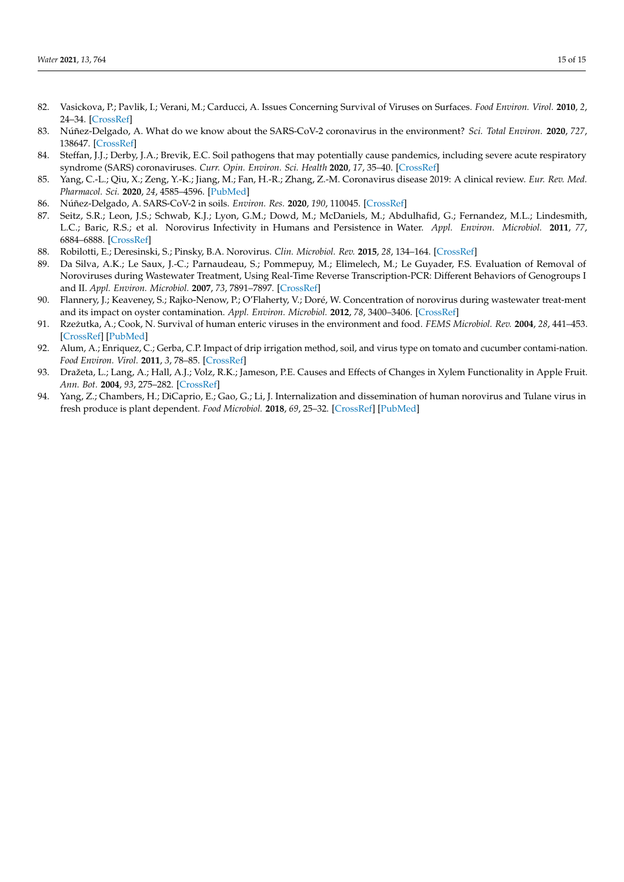82. Vasickova, P.; Pavlik, I.; Verani, M.; Carducci, A. Issues Concerning Survival of Viruses on Surfaces. *Food Environ. Virol.* **2010**, *2*, 24–34. [CrossRef]
83. Núñez-Delgado, A. What do we know about the SARS-CoV-2 coronavirus in the environment? *Sci. Total Environ.* **2020**, *727*, 138647. [CrossRef]
84. Steffan, J.J.; Derby, J.A.; Brevik, E.C. Soil pathogens that may potentially cause pandemics, including severe acute respiratory syndrome (SARS) coronaviruses. *Curr. Opin. Environ. Sci. Health* **2020**, *17*, 35–40. [CrossRef]
85. Yang, C.-L.; Qiu, X.; Zeng, Y.-K.; Jiang, M.; Fan, H.-R.; Zhang, Z.-M. Coronavirus disease 2019: A clinical review. *Eur. Rev. Med. Pharmacol. Sci.* **2020**, *24*, 4585–4596. [PubMed]
86. Núñez-Delgado, A. SARS-CoV-2 in soils. *Environ. Res.* **2020**, *190*, 110045. [CrossRef]
87. Seitz, S.R.; Leon, J.S.; Schwab, K.J.; Lyon, G.M.; Dowd, M.; McDaniels, M.; Abdulhafid, G.; Fernandez, M.L.; Lindesmith, L.C.; Baric, R.S.; et al. Norovirus Infectivity in Humans and Persistence in Water. *Appl. Environ. Microbiol.* **2011**, *77*, 6884–6888. [CrossRef]
88. Robilotti, E.; Deresinski, S.; Pinsky, B.A. Norovirus. *Clin. Microbiol. Rev.* **2015**, *28*, 134–164. [CrossRef]
89. Da Silva, A.K.; Le Saux, J.-C.; Parnaudeau, S.; Pommepuy, M.; Elimelech, M.; Le Guyader, F.S. Evaluation of Removal of Noroviruses during Wastewater Treatment, Using Real-Time Reverse Transcription-PCR: Different Behaviors of Genogroups I and II. *Appl. Environ. Microbiol.* **2007**, *73*, 7891–7897. [CrossRef]
90. Flannery, J.; Keaveney, S.; Rajko-Nenow, P.; O'Flaherty, V.; Doré, W. Concentration of norovirus during wastewater treat-ment and its impact on oyster contamination. *Appl. Environ. Microbiol.* **2012**, *78*, 3400–3406. [CrossRef]
91. Rzeżutka, A.; Cook, N. Survival of human enteric viruses in the environment and food. *FEMS Microbiol. Rev.* **2004**, *28*, 441–453. [CrossRef] [PubMed]
92. Alum, A.; Enriquez, C.; Gerba, C.P. Impact of drip irrigation method, soil, and virus type on tomato and cucumber contami-nation. *Food Environ. Virol.* **2011**, *3*, 78–85. [CrossRef]
93. Dražeta, L.; Lang, A.; Hall, A.J.; Volz, R.K.; Jameson, P.E. Causes and Effects of Changes in Xylem Functionality in Apple Fruit. *Ann. Bot.* **2004**, *93*, 275–282. [CrossRef]
94. Yang, Z.; Chambers, H.; DiCaprio, E.; Gao, G.; Li, J. Internalization and dissemination of human norovirus and Tulane virus in fresh produce is plant dependent. *Food Microbiol.* **2018**, *69*, 25–32. [CrossRef] [PubMed]